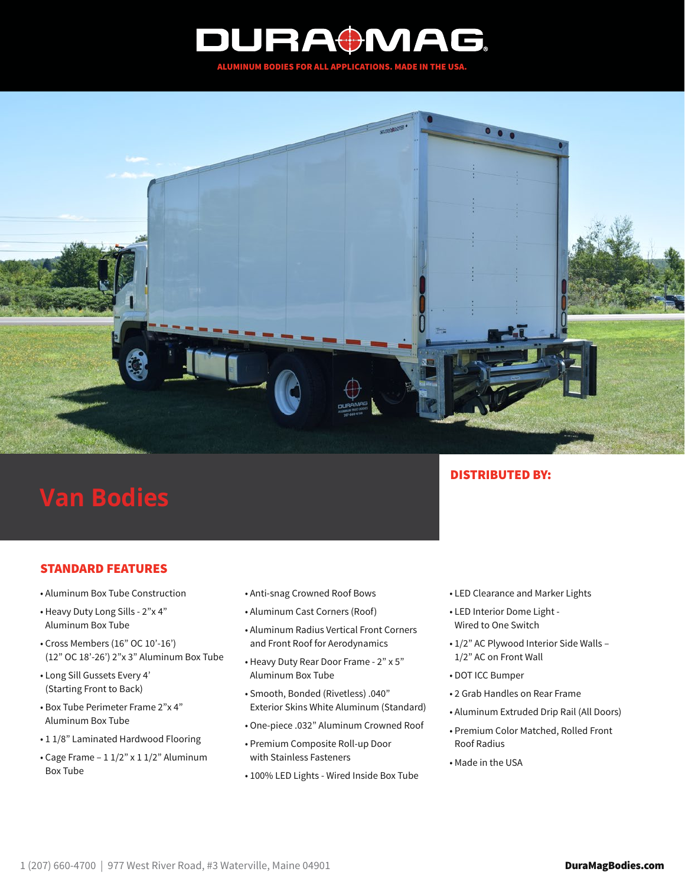# DURAMAG

**ALUMINUM BODIES FOR ALL APPLICATIONS. MADE IN THE USA.**

## Van Bodies

**DISTRIBUTED BY:**

### STANDARD FEATURES

- Aluminum Box Tube Construction
- Heavy Duty Long Sills - 2"x 4" Aluminum Box Tube
- Cross Members (16" OC 10'-16') (12" OC 18'-26') 2"x 3" Aluminum Box Tube
- Long Sill Gussets Every 4' (Starting Front to Back)
- Box Tube Perimeter Frame 2"x 4" Aluminum Box Tube
- 1 1/8" Laminated Hardwood Flooring
- Cage Frame – 1 1/2" x 1 1/2" Aluminum Box Tube
- Anti-snag Crowned Roof Bows
- Aluminum Cast Corners (Roof)
- Aluminum Radius Vertical Front Corners and Front Roof for Aerodynamics
- Heavy Duty Rear Door Frame - 2" x 5" Aluminum Box Tube
- Smooth, Bonded (Rivetless) .040" Exterior Skins White Aluminum (Standard)
- One-piece .032" Aluminum Crowned Roof
- Premium Composite Roll-up Door with Stainless Fasteners
- 100% LED Lights - Wired Inside Box Tube
- LED Clearance and Marker Lights
- LED Interior Dome Light - Wired to One Switch
- 1/2" AC Plywood Interior Side Walls – 1/2" AC on Front Wall
- DOT ICC Bumper
- 2 Grab Handles on Rear Frame
- Aluminum Extruded Drip Rail (All Doors)
- Premium Color Matched, Rolled Front Roof Radius
- Made in the USA

1 (207) 660-4700 | 977 West River Road, #3 Waterville, Maine 04901

**DuraMagBodies.com**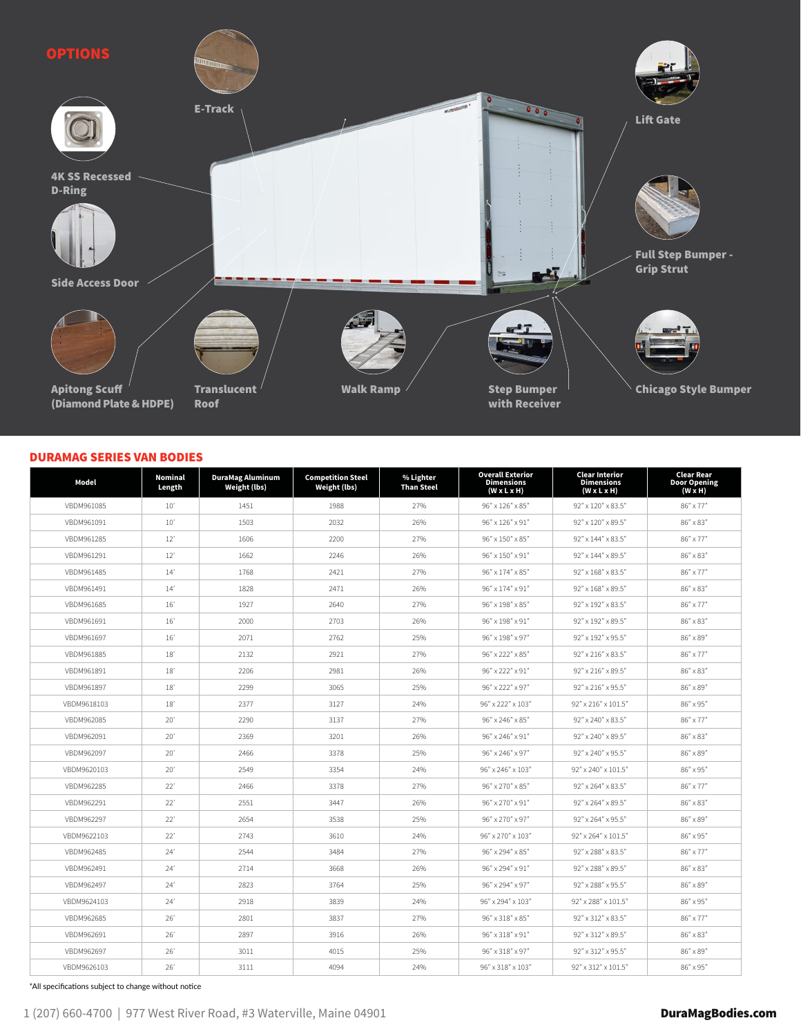## OPTIONS

- E-Track
- 4K SS Recessed D-Ring
- Side Access Door
- Apitong Scuff (Diamond Plate & HDPE)
- Translucent Roof
- Walk Ramp
- Step Bumper with Receiver
- Lift Gate
- Full Step Bumper - Grip Strut
- Chicago Style Bumper

## DURAMAG SERIES VAN BODIES

| Model | Nominal Length | DuraMag Aluminum Weight (lbs) | Competition Steel Weight (lbs) | % Lighter Than Steel | Overall Exterior Dimensions (W x L x H) | Clear Interior Dimensions (W x L x H) | Clear Rear Door Opening (W x H) |
|---|---|---|---|---|---|---|---|
| VBDM961085 | 10' | 1451 | 1988 | 27% | 96" x 126" x 85" | 92" x 120" x 83.5" | 86" x 77" |
| VBDM961091 | 10' | 1503 | 2032 | 26% | 96" x 126" x 91" | 92" x 120" x 89.5" | 86" x 83" |
| VBDM961285 | 12' | 1606 | 2200 | 27% | 96" x 150" x 85" | 92" x 144" x 83.5" | 86" x 77" |
| VBDM961291 | 12' | 1662 | 2246 | 26% | 96" x 150" x 91" | 92" x 144" x 89.5" | 86" x 83" |
| VBDM961485 | 14' | 1768 | 2421 | 27% | 96" x 174" x 85" | 92" x 168" x 83.5" | 86" x 77" |
| VBDM961491 | 14' | 1828 | 2471 | 26% | 96" x 174" x 91" | 92" x 168" x 89.5" | 86" x 83" |
| VBDM961685 | 16' | 1927 | 2640 | 27% | 96" x 198" x 85" | 92" x 192" x 83.5" | 86" x 77" |
| VBDM961691 | 16' | 2000 | 2703 | 26% | 96" x 198" x 91" | 92" x 192" x 89.5" | 86" x 83" |
| VBDM961697 | 16' | 2071 | 2762 | 25% | 96" x 198" x 97" | 92" x 192" x 95.5" | 86" x 89" |
| VBDM961885 | 18' | 2132 | 2921 | 27% | 96" x 222" x 85" | 92" x 216" x 83.5" | 86" x 77" |
| VBDM961891 | 18' | 2206 | 2981 | 26% | 96" x 222" x 91" | 92" x 216" x 89.5" | 86" x 83" |
| VBDM961897 | 18' | 2299 | 3065 | 25% | 96" x 222" x 97" | 92" x 216" x 95.5" | 86" x 89" |
| VBDM9618103 | 18' | 2377 | 3127 | 24% | 96" x 222" x 103" | 92" x 216" x 101.5" | 86" x 95" |
| VBDM962085 | 20' | 2290 | 3137 | 27% | 96" x 246" x 85" | 92" x 240" x 83.5" | 86" x 77" |
| VBDM962091 | 20' | 2369 | 3201 | 26% | 96" x 246" x 91" | 92" x 240" x 89.5" | 86" x 83" |
| VBDM962097 | 20' | 2466 | 3378 | 25% | 96" x 246" x 97" | 92" x 240" x 95.5" | 86" x 89" |
| VBDM9620103 | 20' | 2549 | 3354 | 24% | 96" x 246" x 103" | 92" x 240" x 101.5" | 86" x 95" |
| VBDM962285 | 22' | 2466 | 3378 | 27% | 96" x 270" x 85" | 92" x 264" x 83.5" | 86" x 77" |
| VBDM962291 | 22' | 2551 | 3447 | 26% | 96" x 270" x 91" | 92" x 264" x 89.5" | 86" x 83" |
| VBDM962297 | 22' | 2654 | 3538 | 25% | 96" x 270" x 97" | 92" x 264" x 95.5" | 86" x 89" |
| VBDM9622103 | 22' | 2743 | 3610 | 24% | 96" x 270" x 103" | 92" x 264" x 101.5" | 86" x 95" |
| VBDM962485 | 24' | 2544 | 3484 | 27% | 96" x 294" x 85" | 92" x 288" x 83.5" | 86" x 77" |
| VBDM962491 | 24' | 2714 | 3668 | 26% | 96" x 294" x 91" | 92" x 288" x 89.5" | 86" x 83" |
| VBDM962497 | 24' | 2823 | 3764 | 25% | 96" x 294" x 97" | 92" x 288" x 95.5" | 86" x 89" |
| VBDM9624103 | 24' | 2918 | 3839 | 24% | 96" x 294" x 103" | 92" x 288" x 101.5" | 86" x 95" |
| VBDM962685 | 26' | 2801 | 3837 | 27% | 96" x 318" x 85" | 92" x 312" x 83.5" | 86" x 77" |
| VBDM962691 | 26' | 2897 | 3916 | 26% | 96" x 318" x 91" | 92" x 312" x 89.5" | 86" x 83" |
| VBDM962697 | 26' | 3011 | 4015 | 25% | 96" x 318" x 97" | 92" x 312" x 95.5" | 86" x 89" |
| VBDM9626103 | 26' | 3111 | 4094 | 24% | 96" x 318" x 103" | 92" x 312" x 101.5" | 86" x 95" |

*All specifications subject to change without notice

1 (207) 660-4700 | 977 West River Road, #3 Waterville, Maine 04901

**DuraMagBodies.com**